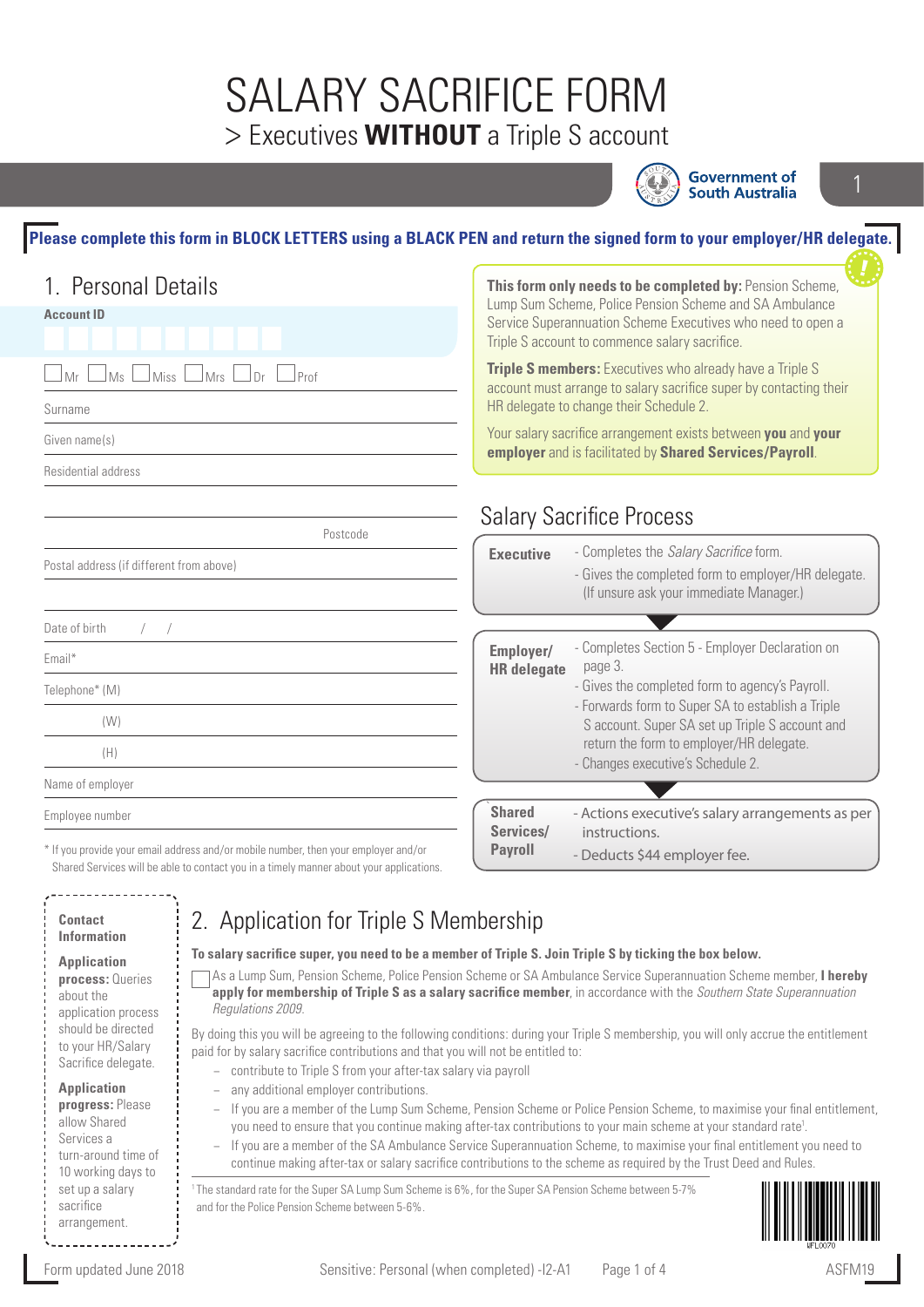# SALARY SACRIFICE FORM

## > Executives **WITHOUT** a Triple S account

Government of South Australia

**Please complete this form in BLOCK LETTERS using a BLACK PEN and return the signed form to your employer/HR delegate.**

## 1. Personal Details

**Account ID**

☐ Mr ☐ Ms ☐ Miss ☐ Mrs ☐ Dr ☐ Prof

Surname

Given name(s)

Residential address

Postcode

Postal address (if different from above)

Date of birth / /

Email*

Telephone* (M)

(W)

(H)

Name of employer

Employee number

\* If you provide your email address and/or mobile number, then your employer and/or Shared Services will be able to contact you in a timely manner about your applications.

**This form only needs to be completed by:** Pension Scheme, Lump Sum Scheme, Police Pension Scheme and SA Ambulance Service Superannuation Scheme Executives who need to open a Triple S account to commence salary sacrifice.

**Triple S members:** Executives who already have a Triple S account must arrange to salary sacrifice super by contacting their HR delegate to change their Schedule 2.

Your salary sacrifice arrangement exists between **you** and **your employer** and is facilitated by **Shared Services/Payroll**.

## Salary Sacrifice Process

| | |
|---|---|
| **Executive** | - Completes the *Salary Sacrifice* form.<br>- Gives the completed form to employer/HR delegate. (If unsure ask your immediate Manager.) |
| **Employer/ HR delegate** | - Completes Section 5 - Employer Declaration on page 3.<br>- Gives the completed form to agency's Payroll.<br>- Forwards form to Super SA to establish a Triple S account. Super SA set up Triple S account and return the form to employer/HR delegate.<br>- Changes executive's Schedule 2. |
| **Shared Services/ Payroll** | - Actions executive's salary arrangements as per instructions.<br>- Deducts $44 employer fee. |

**Contact Information**

**Application process:** Queries about the application process should be directed to your HR/Salary Sacrifice delegate.

**Application progress:** Please allow Shared Services a turn-around time of 10 working days to set up a salary sacrifice arrangement.

## 2. Application for Triple S Membership

**To salary sacrifice super, you need to be a member of Triple S. Join Triple S by ticking the box below.**

☐ As a Lump Sum, Pension Scheme, Police Pension Scheme or SA Ambulance Service Superannuation Scheme member, **I hereby apply for membership of Triple S as a salary sacrifice member**, in accordance with the *Southern State Superannuation Regulations 2009*.

By doing this you will be agreeing to the following conditions: during your Triple S membership, you will only accrue the entitlement paid for by salary sacrifice contributions and that you will not be entitled to:

- contribute to Triple S from your after-tax salary via payroll
- any additional employer contributions.
- If you are a member of the Lump Sum Scheme, Pension Scheme or Police Pension Scheme, to maximise your final entitlement, you need to ensure that you continue making after-tax contributions to your main scheme at your standard rate[1].
- If you are a member of the SA Ambulance Service Superannuation Scheme, to maximise your final entitlement you need to continue making after-tax or salary sacrifice contributions to the scheme as required by the Trust Deed and Rules.

[1] The standard rate for the Super SA Lump Sum Scheme is 6%, for the Super SA Pension Scheme between 5-7% and for the Police Pension Scheme between 5-6%.

Form updated June 2018 — Sensitive: Personal (when completed) -I2-A1 — ASFM19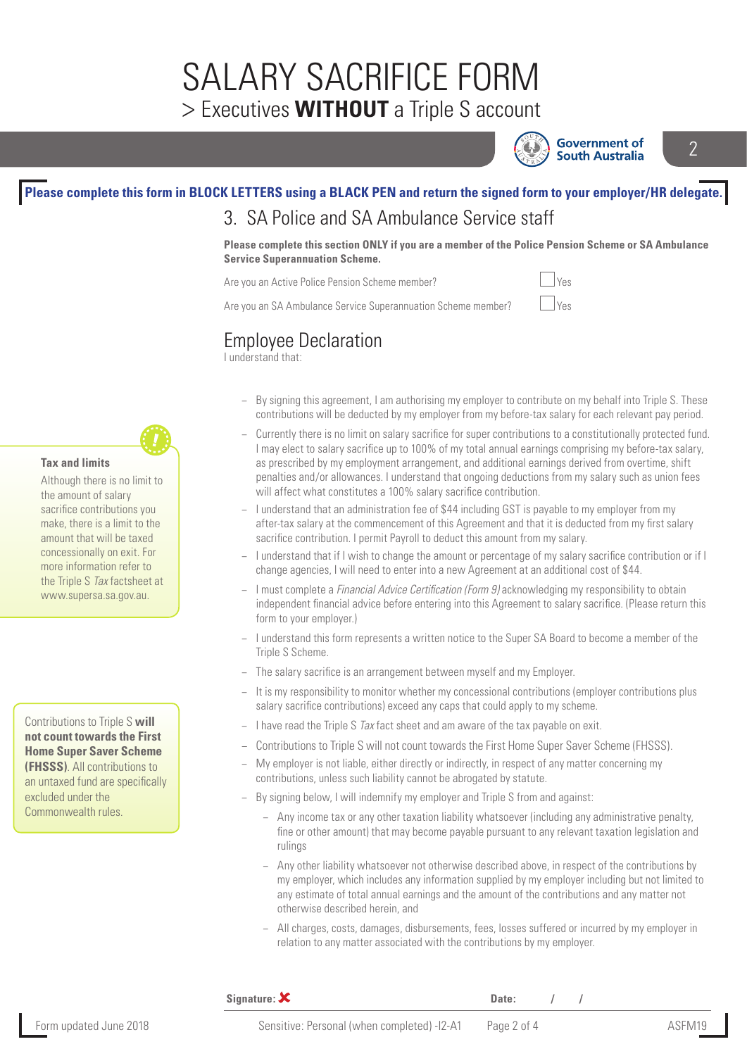# SALARY SACRIFICE FORM

> Executives **WITHOUT** a Triple S account

**Please complete this form in BLOCK LETTERS using a BLACK PEN and return the signed form to your employer/HR delegate.**

## 3. SA Police and SA Ambulance Service staff

**Please complete this section ONLY if you are a member of the Police Pension Scheme or SA Ambulance Service Superannuation Scheme.**

Are you an Active Police Pension Scheme member? ☐ Yes

Are you an SA Ambulance Service Superannuation Scheme member? ☐ Yes

## Employee Declaration

I understand that:

- By signing this agreement, I am authorising my employer to contribute on my behalf into Triple S. These contributions will be deducted by my employer from my before-tax salary for each relevant pay period.
- Currently there is no limit on salary sacrifice for super contributions to a constitutionally protected fund. I may elect to salary sacrifice up to 100% of my total annual earnings comprising my before-tax salary, as prescribed by my employment arrangement, and additional earnings derived from overtime, shift penalties and/or allowances. I understand that ongoing deductions from my salary such as union fees will affect what constitutes a 100% salary sacrifice contribution.
- I understand that an administration fee of $44 including GST is payable to my employer from my after-tax salary at the commencement of this Agreement and that it is deducted from my first salary sacrifice contribution. I permit Payroll to deduct this amount from my salary.
- I understand that if I wish to change the amount or percentage of my salary sacrifice contribution or if I change agencies, I will need to enter into a new Agreement at an additional cost of $44.
- I must complete a *Financial Advice Certification (Form 9)* acknowledging my responsibility to obtain independent financial advice before entering into this Agreement to salary sacrifice. (Please return this form to your employer.)
- I understand this form represents a written notice to the Super SA Board to become a member of the Triple S Scheme.
- The salary sacrifice is an arrangement between myself and my Employer.
- It is my responsibility to monitor whether my concessional contributions (employer contributions plus salary sacrifice contributions) exceed any caps that could apply to my scheme.
- I have read the Triple S *Tax* fact sheet and am aware of the tax payable on exit.
- Contributions to Triple S will not count towards the First Home Super Saver Scheme (FHSSS).
- My employer is not liable, either directly or indirectly, in respect of any matter concerning my contributions, unless such liability cannot be abrogated by statute.
- By signing below, I will indemnify my employer and Triple S from and against:
  - Any income tax or any other taxation liability whatsoever (including any administrative penalty, fine or other amount) that may become payable pursuant to any relevant taxation legislation and rulings
  - Any other liability whatsoever not otherwise described above, in respect of the contributions by my employer, which includes any information supplied by my employer including but not limited to any estimate of total annual earnings and the amount of the contributions and any matter not otherwise described herein, and
  - All charges, costs, damages, disbursements, fees, losses suffered or incurred by my employer in relation to any matter associated with the contributions by my employer.

**Tax and limits**

Although there is no limit to the amount of salary sacrifice contributions you make, there is a limit to the amount that will be taxed concessionally on exit. For more information refer to the Triple S *Tax* factsheet at www.supersa.sa.gov.au.

Contributions to Triple S **will not count towards the First Home Super Saver Scheme (FHSSS)**. All contributions to an untaxed fund are specifically excluded under the Commonwealth rules.

**Signature:** ✘ **Date:** / /

Form updated June 2018 Sensitive: Personal (when completed) -I2-A1 ASFM19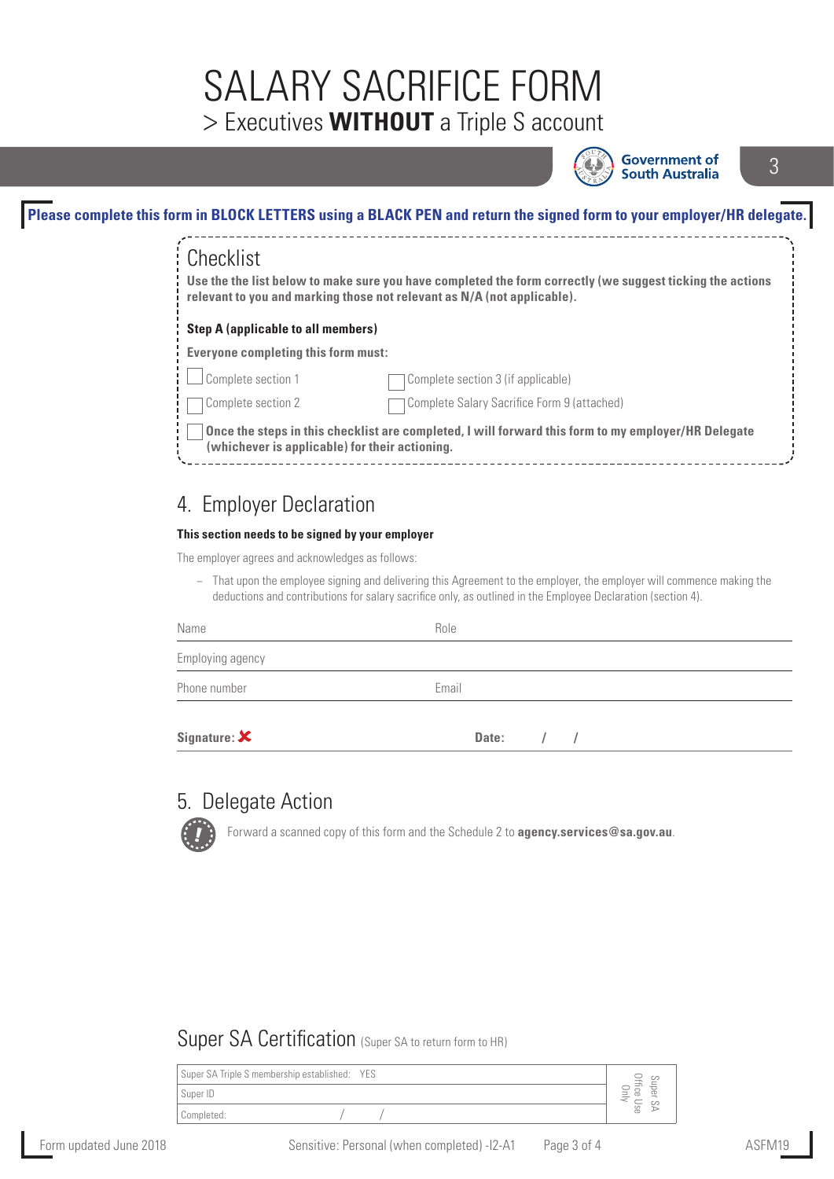# SALARY SACRIFICE FORM

## > Executives **WITHOUT** a Triple S account

Government of South Australia

**Please complete this form in BLOCK LETTERS using a BLACK PEN and return the signed form to your employer/HR delegate.**

## Checklist

**Use the the list below to make sure you have completed the form correctly (we suggest ticking the actions relevant to you and marking those not relevant as N/A (not applicable).**

**Step A (applicable to all members)**

**Everyone completing this form must:**

- ☐ Complete section 1
- ☐ Complete section 3 (if applicable)
- ☐ Complete section 2
- ☐ Complete Salary Sacrifice Form 9 (attached)
- ☐ **Once the steps in this checklist are completed, I will forward this form to my employer/HR Delegate (whichever is applicable) for their actioning.**

## 4. Employer Declaration

**This section needs to be signed by your employer**

The employer agrees and acknowledges as follows:

- That upon the employee signing and delivering this Agreement to the employer, the employer will commence making the deductions and contributions for salary sacrifice only, as outlined in the Employee Declaration (section 4).

| Name | Role |
|---|---|
| Employing agency | |
| Phone number | Email |

**Signature:** ✘ **Date:** / /

## 5. Delegate Action

Forward a scanned copy of this form and the Schedule 2 to **agency.services@sa.gov.au**.

## Super SA Certification (Super SA to return form to HR)

| Super SA Triple S membership established: YES | Super SA Office Use Only |
|---|---|
| Super ID | |
| Completed: / / | |

Form updated June 2018 | Sensitive: Personal (when completed) -I2-A1 | ASFM19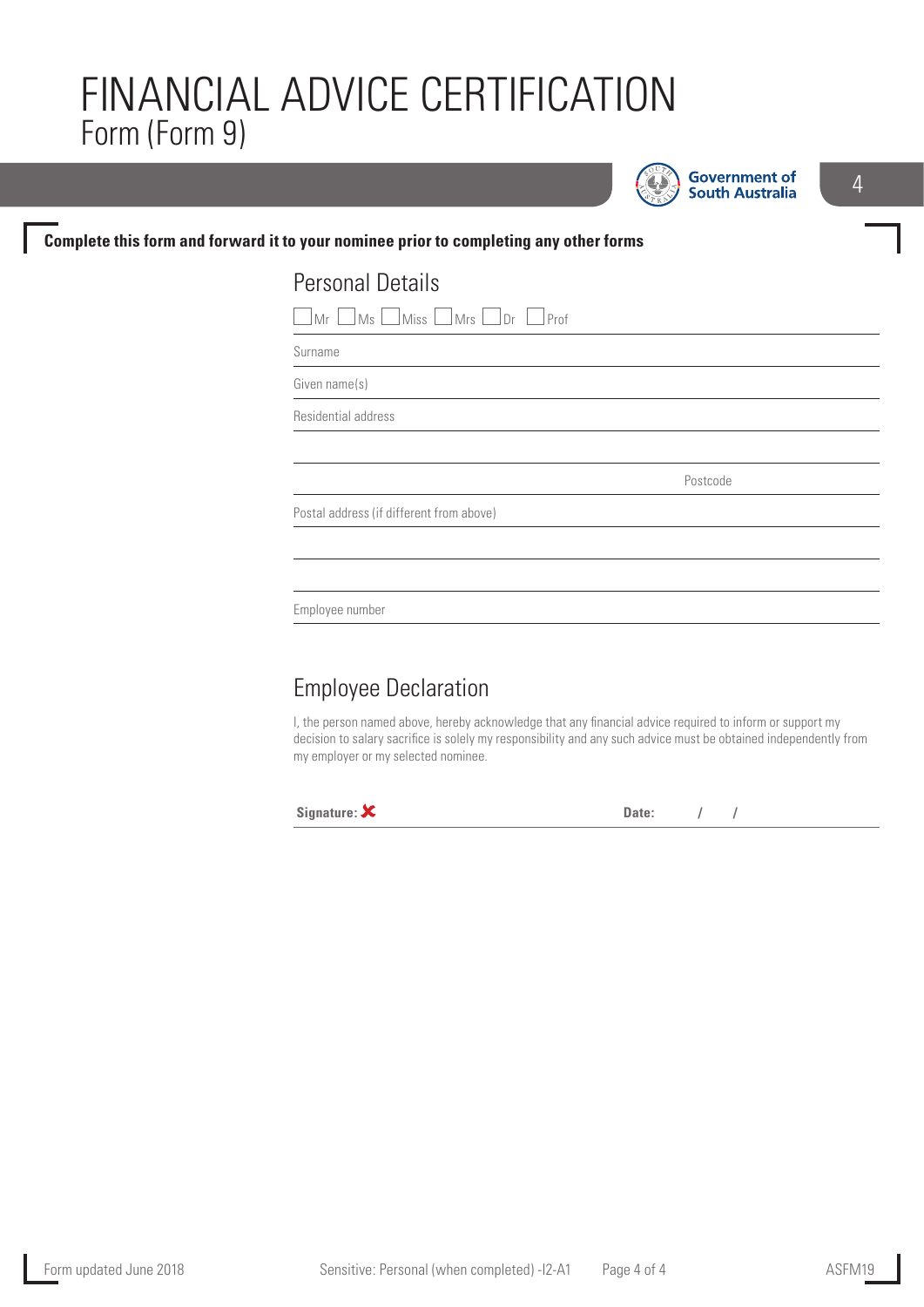# FINANCIAL ADVICE CERTIFICATION

Form (Form 9)

**Complete this form and forward it to your nominee prior to completing any other forms**

## Personal Details

☐ Mr ☐ Ms ☐ Miss ☐ Mrs ☐ Dr ☐ Prof

Surname

Given name(s)

Residential address

Postcode

Postal address (if different from above)

Employee number

## Employee Declaration

I, the person named above, hereby acknowledge that any financial advice required to inform or support my decision to salary sacrifice is solely my responsibility and any such advice must be obtained independently from my employer or my selected nominee.

**Signature:** ✘ **Date:** / /

Form updated June 2018

Sensitive: Personal (when completed) -I2-A1

ASFM19